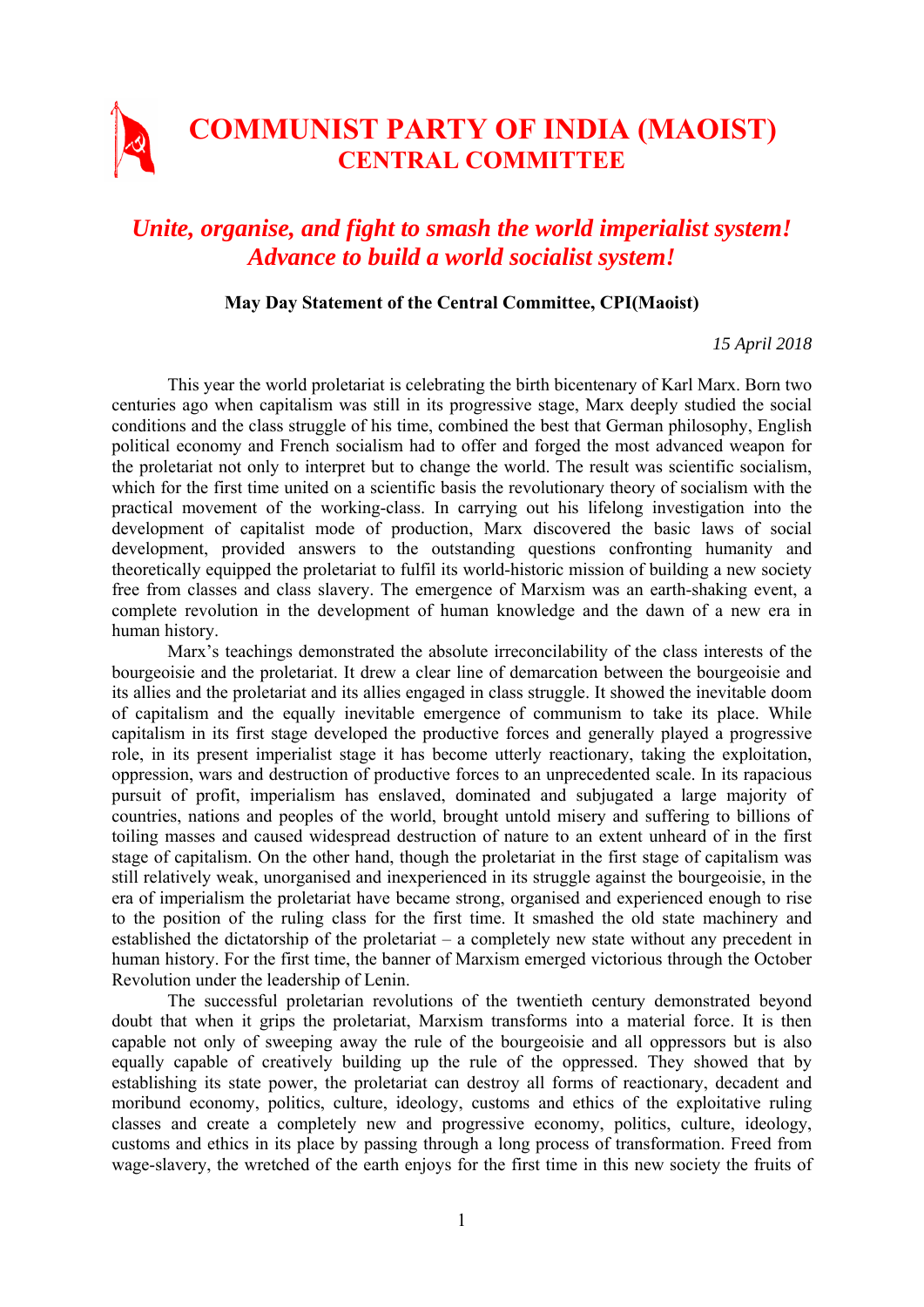# COMMUNIST PARTY OF INDIA (MAOIST)
## CENTRAL COMMITTEE

## *Unite, organise, and fight to smash the world imperialist system! Advance to build a world socialist system!*

**May Day Statement of the Central Committee, CPI(Maoist)**

*15 April 2018*

This year the world proletariat is celebrating the birth bicentenary of Karl Marx. Born two centuries ago when capitalism was still in its progressive stage, Marx deeply studied the social conditions and the class struggle of his time, combined the best that German philosophy, English political economy and French socialism had to offer and forged the most advanced weapon for the proletariat not only to interpret but to change the world. The result was scientific socialism, which for the first time united on a scientific basis the revolutionary theory of socialism with the practical movement of the working-class. In carrying out his lifelong investigation into the development of capitalist mode of production, Marx discovered the basic laws of social development, provided answers to the outstanding questions confronting humanity and theoretically equipped the proletariat to fulfil its world-historic mission of building a new society free from classes and class slavery. The emergence of Marxism was an earth-shaking event, a complete revolution in the development of human knowledge and the dawn of a new era in human history.

Marx's teachings demonstrated the absolute irreconcilability of the class interests of the bourgeoisie and the proletariat. It drew a clear line of demarcation between the bourgeoisie and its allies and the proletariat and its allies engaged in class struggle. It showed the inevitable doom of capitalism and the equally inevitable emergence of communism to take its place. While capitalism in its first stage developed the productive forces and generally played a progressive role, in its present imperialist stage it has become utterly reactionary, taking the exploitation, oppression, wars and destruction of productive forces to an unprecedented scale. In its rapacious pursuit of profit, imperialism has enslaved, dominated and subjugated a large majority of countries, nations and peoples of the world, brought untold misery and suffering to billions of toiling masses and caused widespread destruction of nature to an extent unheard of in the first stage of capitalism. On the other hand, though the proletariat in the first stage of capitalism was still relatively weak, unorganised and inexperienced in its struggle against the bourgeoisie, in the era of imperialism the proletariat have became strong, organised and experienced enough to rise to the position of the ruling class for the first time. It smashed the old state machinery and established the dictatorship of the proletariat – a completely new state without any precedent in human history. For the first time, the banner of Marxism emerged victorious through the October Revolution under the leadership of Lenin.

The successful proletarian revolutions of the twentieth century demonstrated beyond doubt that when it grips the proletariat, Marxism transforms into a material force. It is then capable not only of sweeping away the rule of the bourgeoisie and all oppressors but is also equally capable of creatively building up the rule of the oppressed. They showed that by establishing its state power, the proletariat can destroy all forms of reactionary, decadent and moribund economy, politics, culture, ideology, customs and ethics of the exploitative ruling classes and create a completely new and progressive economy, politics, culture, ideology, customs and ethics in its place by passing through a long process of transformation. Freed from wage-slavery, the wretched of the earth enjoys for the first time in this new society the fruits of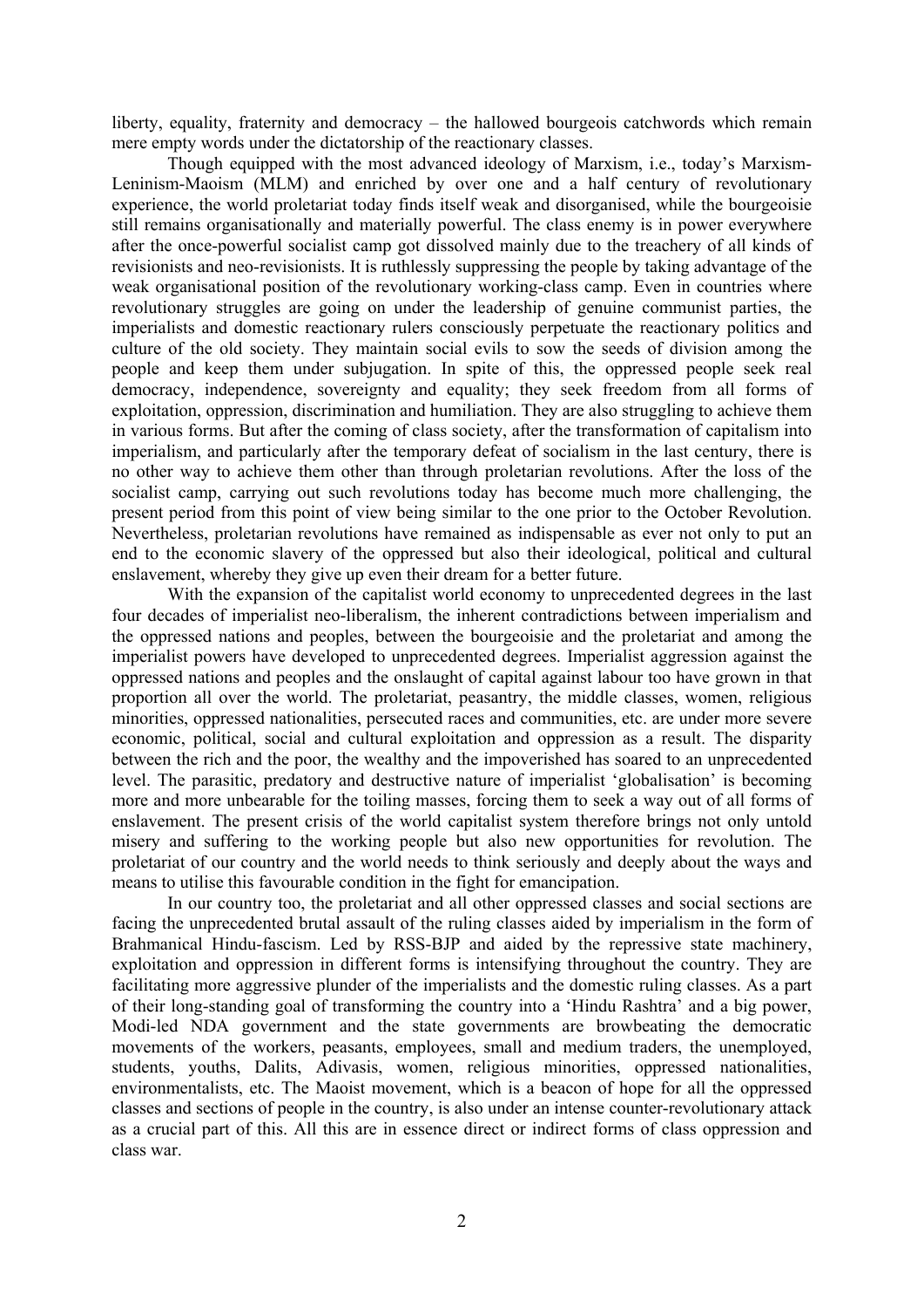liberty, equality, fraternity and democracy – the hallowed bourgeois catchwords which remain mere empty words under the dictatorship of the reactionary classes.

Though equipped with the most advanced ideology of Marxism, i.e., today's Marxism-Leninism-Maoism (MLM) and enriched by over one and a half century of revolutionary experience, the world proletariat today finds itself weak and disorganised, while the bourgeoisie still remains organisationally and materially powerful. The class enemy is in power everywhere after the once-powerful socialist camp got dissolved mainly due to the treachery of all kinds of revisionists and neo-revisionists. It is ruthlessly suppressing the people by taking advantage of the weak organisational position of the revolutionary working-class camp. Even in countries where revolutionary struggles are going on under the leadership of genuine communist parties, the imperialists and domestic reactionary rulers consciously perpetuate the reactionary politics and culture of the old society. They maintain social evils to sow the seeds of division among the people and keep them under subjugation. In spite of this, the oppressed people seek real democracy, independence, sovereignty and equality; they seek freedom from all forms of exploitation, oppression, discrimination and humiliation. They are also struggling to achieve them in various forms. But after the coming of class society, after the transformation of capitalism into imperialism, and particularly after the temporary defeat of socialism in the last century, there is no other way to achieve them other than through proletarian revolutions. After the loss of the socialist camp, carrying out such revolutions today has become much more challenging, the present period from this point of view being similar to the one prior to the October Revolution. Nevertheless, proletarian revolutions have remained as indispensable as ever not only to put an end to the economic slavery of the oppressed but also their ideological, political and cultural enslavement, whereby they give up even their dream for a better future.

With the expansion of the capitalist world economy to unprecedented degrees in the last four decades of imperialist neo-liberalism, the inherent contradictions between imperialism and the oppressed nations and peoples, between the bourgeoisie and the proletariat and among the imperialist powers have developed to unprecedented degrees. Imperialist aggression against the oppressed nations and peoples and the onslaught of capital against labour too have grown in that proportion all over the world. The proletariat, peasantry, the middle classes, women, religious minorities, oppressed nationalities, persecuted races and communities, etc. are under more severe economic, political, social and cultural exploitation and oppression as a result. The disparity between the rich and the poor, the wealthy and the impoverished has soared to an unprecedented level. The parasitic, predatory and destructive nature of imperialist 'globalisation' is becoming more and more unbearable for the toiling masses, forcing them to seek a way out of all forms of enslavement. The present crisis of the world capitalist system therefore brings not only untold misery and suffering to the working people but also new opportunities for revolution. The proletariat of our country and the world needs to think seriously and deeply about the ways and means to utilise this favourable condition in the fight for emancipation.

In our country too, the proletariat and all other oppressed classes and social sections are facing the unprecedented brutal assault of the ruling classes aided by imperialism in the form of Brahmanical Hindu-fascism. Led by RSS-BJP and aided by the repressive state machinery, exploitation and oppression in different forms is intensifying throughout the country. They are facilitating more aggressive plunder of the imperialists and the domestic ruling classes. As a part of their long-standing goal of transforming the country into a 'Hindu Rashtra' and a big power, Modi-led NDA government and the state governments are browbeating the democratic movements of the workers, peasants, employees, small and medium traders, the unemployed, students, youths, Dalits, Adivasis, women, religious minorities, oppressed nationalities, environmentalists, etc. The Maoist movement, which is a beacon of hope for all the oppressed classes and sections of people in the country, is also under an intense counter-revolutionary attack as a crucial part of this. All this are in essence direct or indirect forms of class oppression and class war.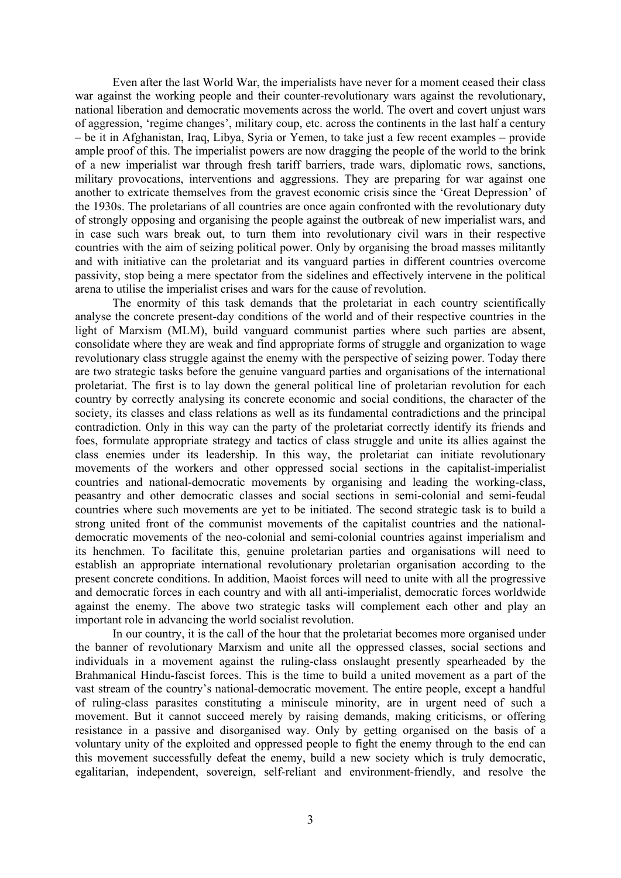Even after the last World War, the imperialists have never for a moment ceased their class war against the working people and their counter-revolutionary wars against the revolutionary, national liberation and democratic movements across the world. The overt and covert unjust wars of aggression, 'regime changes', military coup, etc. across the continents in the last half a century – be it in Afghanistan, Iraq, Libya, Syria or Yemen, to take just a few recent examples – provide ample proof of this. The imperialist powers are now dragging the people of the world to the brink of a new imperialist war through fresh tariff barriers, trade wars, diplomatic rows, sanctions, military provocations, interventions and aggressions. They are preparing for war against one another to extricate themselves from the gravest economic crisis since the 'Great Depression' of the 1930s. The proletarians of all countries are once again confronted with the revolutionary duty of strongly opposing and organising the people against the outbreak of new imperialist wars, and in case such wars break out, to turn them into revolutionary civil wars in their respective countries with the aim of seizing political power. Only by organising the broad masses militantly and with initiative can the proletariat and its vanguard parties in different countries overcome passivity, stop being a mere spectator from the sidelines and effectively intervene in the political arena to utilise the imperialist crises and wars for the cause of revolution.

The enormity of this task demands that the proletariat in each country scientifically analyse the concrete present-day conditions of the world and of their respective countries in the light of Marxism (MLM), build vanguard communist parties where such parties are absent, consolidate where they are weak and find appropriate forms of struggle and organization to wage revolutionary class struggle against the enemy with the perspective of seizing power. Today there are two strategic tasks before the genuine vanguard parties and organisations of the international proletariat. The first is to lay down the general political line of proletarian revolution for each country by correctly analysing its concrete economic and social conditions, the character of the society, its classes and class relations as well as its fundamental contradictions and the principal contradiction. Only in this way can the party of the proletariat correctly identify its friends and foes, formulate appropriate strategy and tactics of class struggle and unite its allies against the class enemies under its leadership. In this way, the proletariat can initiate revolutionary movements of the workers and other oppressed social sections in the capitalist-imperialist countries and national-democratic movements by organising and leading the working-class, peasantry and other democratic classes and social sections in semi-colonial and semi-feudal countries where such movements are yet to be initiated. The second strategic task is to build a strong united front of the communist movements of the capitalist countries and the national-democratic movements of the neo-colonial and semi-colonial countries against imperialism and its henchmen. To facilitate this, genuine proletarian parties and organisations will need to establish an appropriate international revolutionary proletarian organisation according to the present concrete conditions. In addition, Maoist forces will need to unite with all the progressive and democratic forces in each country and with all anti-imperialist, democratic forces worldwide against the enemy. The above two strategic tasks will complement each other and play an important role in advancing the world socialist revolution.

In our country, it is the call of the hour that the proletariat becomes more organised under the banner of revolutionary Marxism and unite all the oppressed classes, social sections and individuals in a movement against the ruling-class onslaught presently spearheaded by the Brahmanical Hindu-fascist forces. This is the time to build a united movement as a part of the vast stream of the country's national-democratic movement. The entire people, except a handful of ruling-class parasites constituting a miniscule minority, are in urgent need of such a movement. But it cannot succeed merely by raising demands, making criticisms, or offering resistance in a passive and disorganised way. Only by getting organised on the basis of a voluntary unity of the exploited and oppressed people to fight the enemy through to the end can this movement successfully defeat the enemy, build a new society which is truly democratic, egalitarian, independent, sovereign, self-reliant and environment-friendly, and resolve the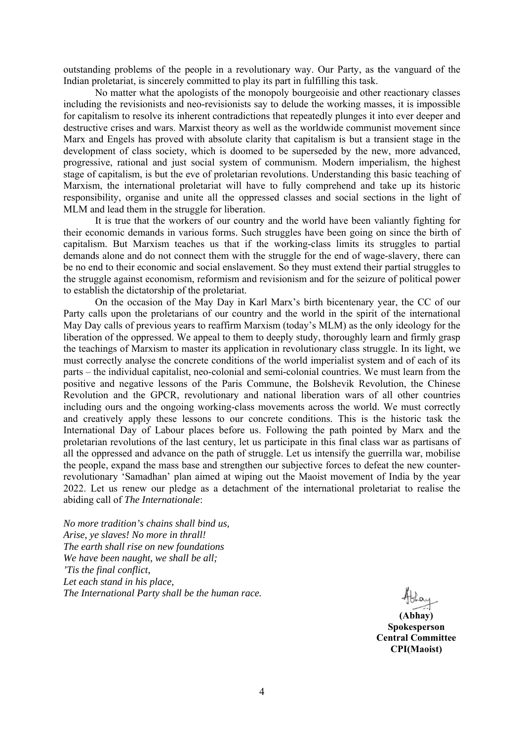outstanding problems of the people in a revolutionary way. Our Party, as the vanguard of the Indian proletariat, is sincerely committed to play its part in fulfilling this task.

No matter what the apologists of the monopoly bourgeoisie and other reactionary classes including the revisionists and neo-revisionists say to delude the working masses, it is impossible for capitalism to resolve its inherent contradictions that repeatedly plunges it into ever deeper and destructive crises and wars. Marxist theory as well as the worldwide communist movement since Marx and Engels has proved with absolute clarity that capitalism is but a transient stage in the development of class society, which is doomed to be superseded by the new, more advanced, progressive, rational and just social system of communism. Modern imperialism, the highest stage of capitalism, is but the eve of proletarian revolutions. Understanding this basic teaching of Marxism, the international proletariat will have to fully comprehend and take up its historic responsibility, organise and unite all the oppressed classes and social sections in the light of MLM and lead them in the struggle for liberation.

It is true that the workers of our country and the world have been valiantly fighting for their economic demands in various forms. Such struggles have been going on since the birth of capitalism. But Marxism teaches us that if the working-class limits its struggles to partial demands alone and do not connect them with the struggle for the end of wage-slavery, there can be no end to their economic and social enslavement. So they must extend their partial struggles to the struggle against economism, reformism and revisionism and for the seizure of political power to establish the dictatorship of the proletariat.

On the occasion of the May Day in Karl Marx's birth bicentenary year, the CC of our Party calls upon the proletarians of our country and the world in the spirit of the international May Day calls of previous years to reaffirm Marxism (today's MLM) as the only ideology for the liberation of the oppressed. We appeal to them to deeply study, thoroughly learn and firmly grasp the teachings of Marxism to master its application in revolutionary class struggle. In its light, we must correctly analyse the concrete conditions of the world imperialist system and of each of its parts – the individual capitalist, neo-colonial and semi-colonial countries. We must learn from the positive and negative lessons of the Paris Commune, the Bolshevik Revolution, the Chinese Revolution and the GPCR, revolutionary and national liberation wars of all other countries including ours and the ongoing working-class movements across the world. We must correctly and creatively apply these lessons to our concrete conditions. This is the historic task the International Day of Labour places before us. Following the path pointed by Marx and the proletarian revolutions of the last century, let us participate in this final class war as partisans of all the oppressed and advance on the path of struggle. Let us intensify the guerrilla war, mobilise the people, expand the mass base and strengthen our subjective forces to defeat the new counter-revolutionary 'Samadhan' plan aimed at wiping out the Maoist movement of India by the year 2022. Let us renew our pledge as a detachment of the international proletariat to realise the abiding call of *The Internationale*:

*No more tradition's chains shall bind us,*
*Arise, ye slaves! No more in thrall!*
*The earth shall rise on new foundations*
*We have been naught, we shall be all;*
*'Tis the final conflict,*
*Let each stand in his place,*
*The International Party shall be the human race.*

Abhay

**(Abhay)**
**Spokesperson**
**Central Committee**
**CPI(Maoist)**